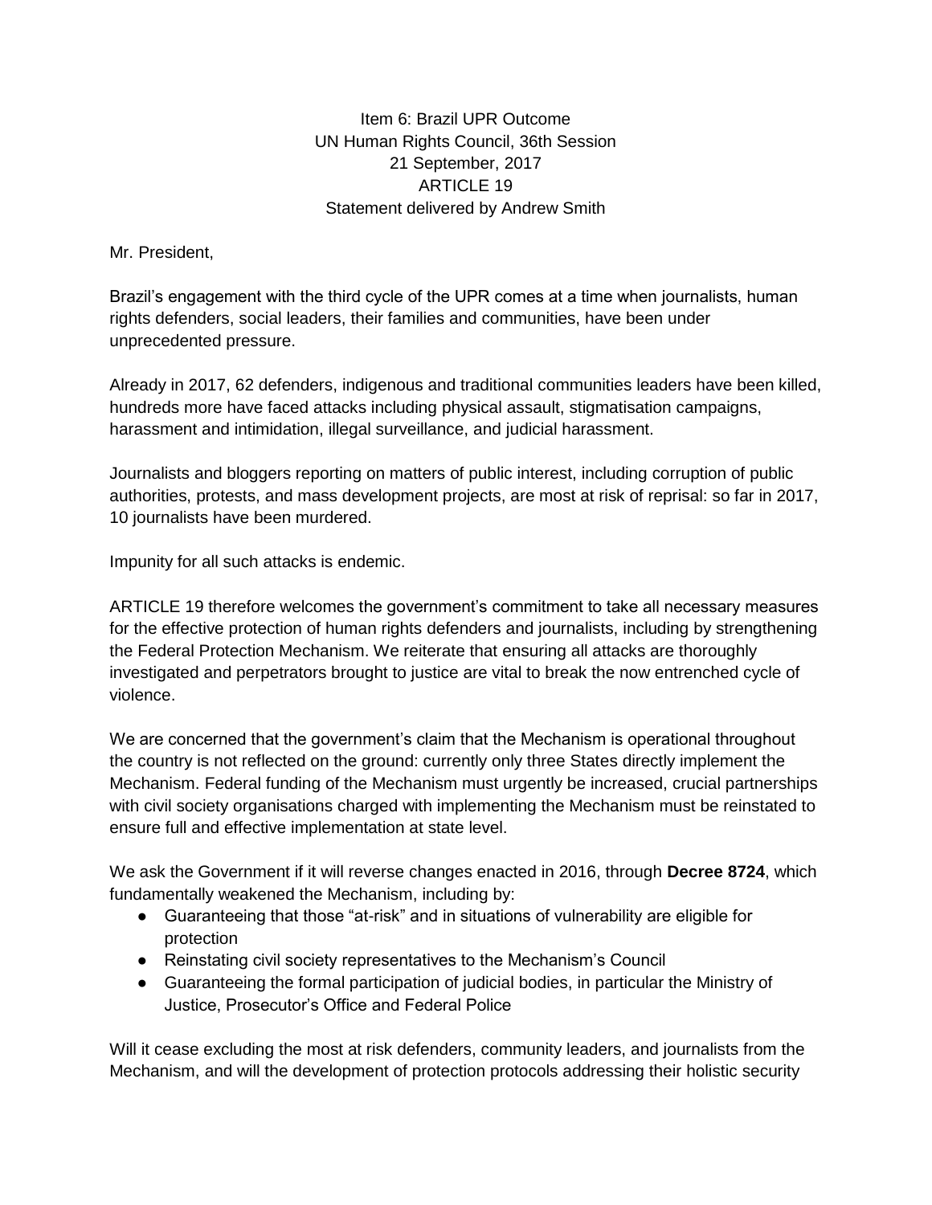Item 6: Brazil UPR Outcome
UN Human Rights Council, 36th Session
21 September, 2017
ARTICLE 19
Statement delivered by Andrew Smith

Mr. President,

Brazil's engagement with the third cycle of the UPR comes at a time when journalists, human rights defenders, social leaders, their families and communities, have been under unprecedented pressure.

Already in 2017, 62 defenders, indigenous and traditional communities leaders have been killed, hundreds more have faced attacks including physical assault, stigmatisation campaigns, harassment and intimidation, illegal surveillance, and judicial harassment.

Journalists and bloggers reporting on matters of public interest, including corruption of public authorities, protests, and mass development projects, are most at risk of reprisal: so far in 2017, 10 journalists have been murdered.

Impunity for all such attacks is endemic.

ARTICLE 19 therefore welcomes the government's commitment to take all necessary measures for the effective protection of human rights defenders and journalists, including by strengthening the Federal Protection Mechanism. We reiterate that ensuring all attacks are thoroughly investigated and perpetrators brought to justice are vital to break the now entrenched cycle of violence.

We are concerned that the government's claim that the Mechanism is operational throughout the country is not reflected on the ground: currently only three States directly implement the Mechanism. Federal funding of the Mechanism must urgently be increased, crucial partnerships with civil society organisations charged with implementing the Mechanism must be reinstated to ensure full and effective implementation at state level.

We ask the Government if it will reverse changes enacted in 2016, through **Decree 8724**, which fundamentally weakened the Mechanism, including by:

- Guaranteeing that those "at-risk" and in situations of vulnerability are eligible for protection
- Reinstating civil society representatives to the Mechanism's Council
- Guaranteeing the formal participation of judicial bodies, in particular the Ministry of Justice, Prosecutor's Office and Federal Police

Will it cease excluding the most at risk defenders, community leaders, and journalists from the Mechanism, and will the development of protection protocols addressing their holistic security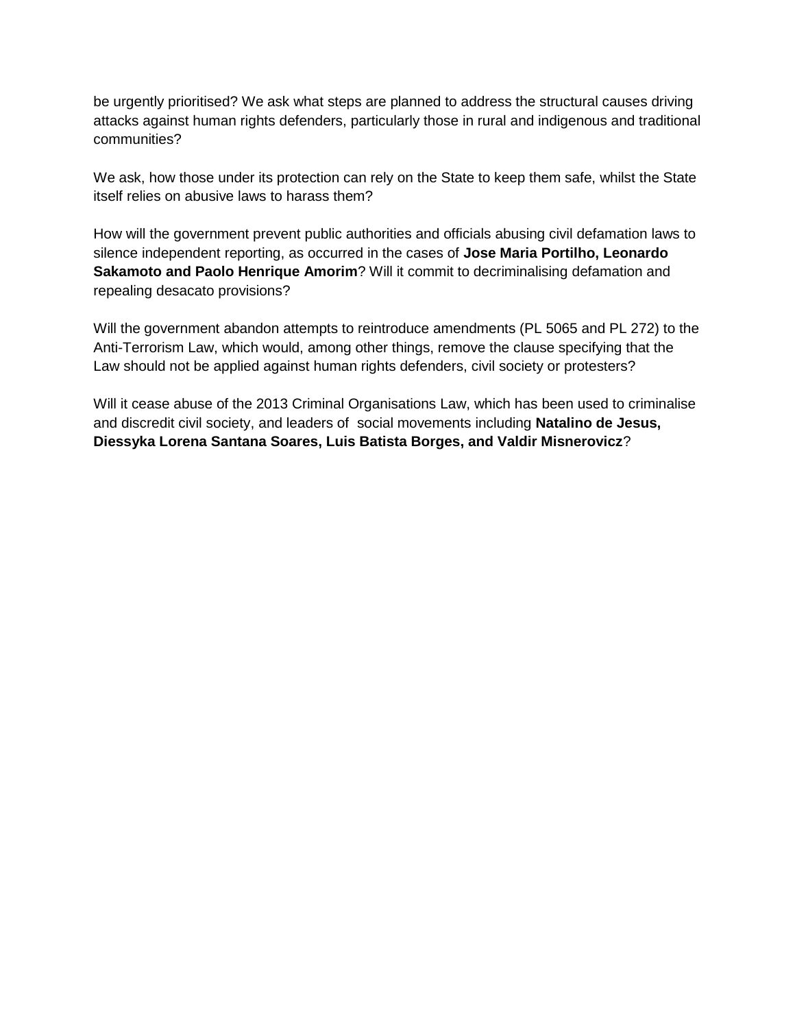be urgently prioritised? We ask what steps are planned to address the structural causes driving attacks against human rights defenders, particularly those in rural and indigenous and traditional communities?

We ask, how those under its protection can rely on the State to keep them safe, whilst the State itself relies on abusive laws to harass them?

How will the government prevent public authorities and officials abusing civil defamation laws to silence independent reporting, as occurred in the cases of **Jose Maria Portilho, Leonardo Sakamoto and Paolo Henrique Amorim**? Will it commit to decriminalising defamation and repealing desacato provisions?

Will the government abandon attempts to reintroduce amendments (PL 5065 and PL 272) to the Anti-Terrorism Law, which would, among other things, remove the clause specifying that the Law should not be applied against human rights defenders, civil society or protesters?

Will it cease abuse of the 2013 Criminal Organisations Law, which has been used to criminalise and discredit civil society, and leaders of social movements including **Natalino de Jesus, Diessyka Lorena Santana Soares, Luis Batista Borges, and Valdir Misnerovicz**?